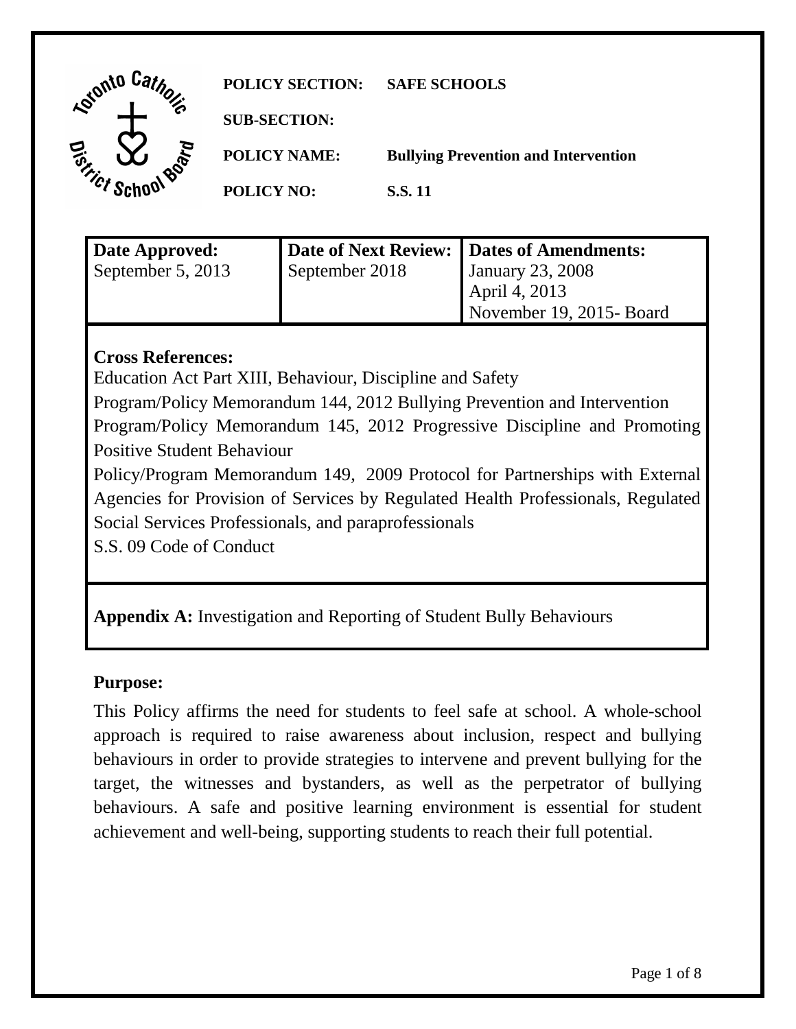**POLICY SECTION:** SAFE SCHOOLS

**SUB-SECTION:**

**POLICY NAME:** Bullying Prevention and Intervention

**POLICY NO:** S.S. 11

| Date Approved: | Date of Next Review: | Dates of Amendments: |
| --- | --- | --- |
| September 5, 2013 | September 2018 | January 23, 2008<br>April 4, 2013<br>November 19, 2015- Board |

**Cross References:**
Education Act Part XIII, Behaviour, Discipline and Safety
Program/Policy Memorandum 144, 2012 Bullying Prevention and Intervention
Program/Policy Memorandum 145, 2012 Progressive Discipline and Promoting Positive Student Behaviour
Policy/Program Memorandum 149, 2009 Protocol for Partnerships with External Agencies for Provision of Services by Regulated Health Professionals, Regulated Social Services Professionals, and paraprofessionals
S.S. 09 Code of Conduct

**Appendix A:** Investigation and Reporting of Student Bully Behaviours

## Purpose:

This Policy affirms the need for students to feel safe at school. A whole-school approach is required to raise awareness about inclusion, respect and bullying behaviours in order to provide strategies to intervene and prevent bullying for the target, the witnesses and bystanders, as well as the perpetrator of bullying behaviours. A safe and positive learning environment is essential for student achievement and well-being, supporting students to reach their full potential.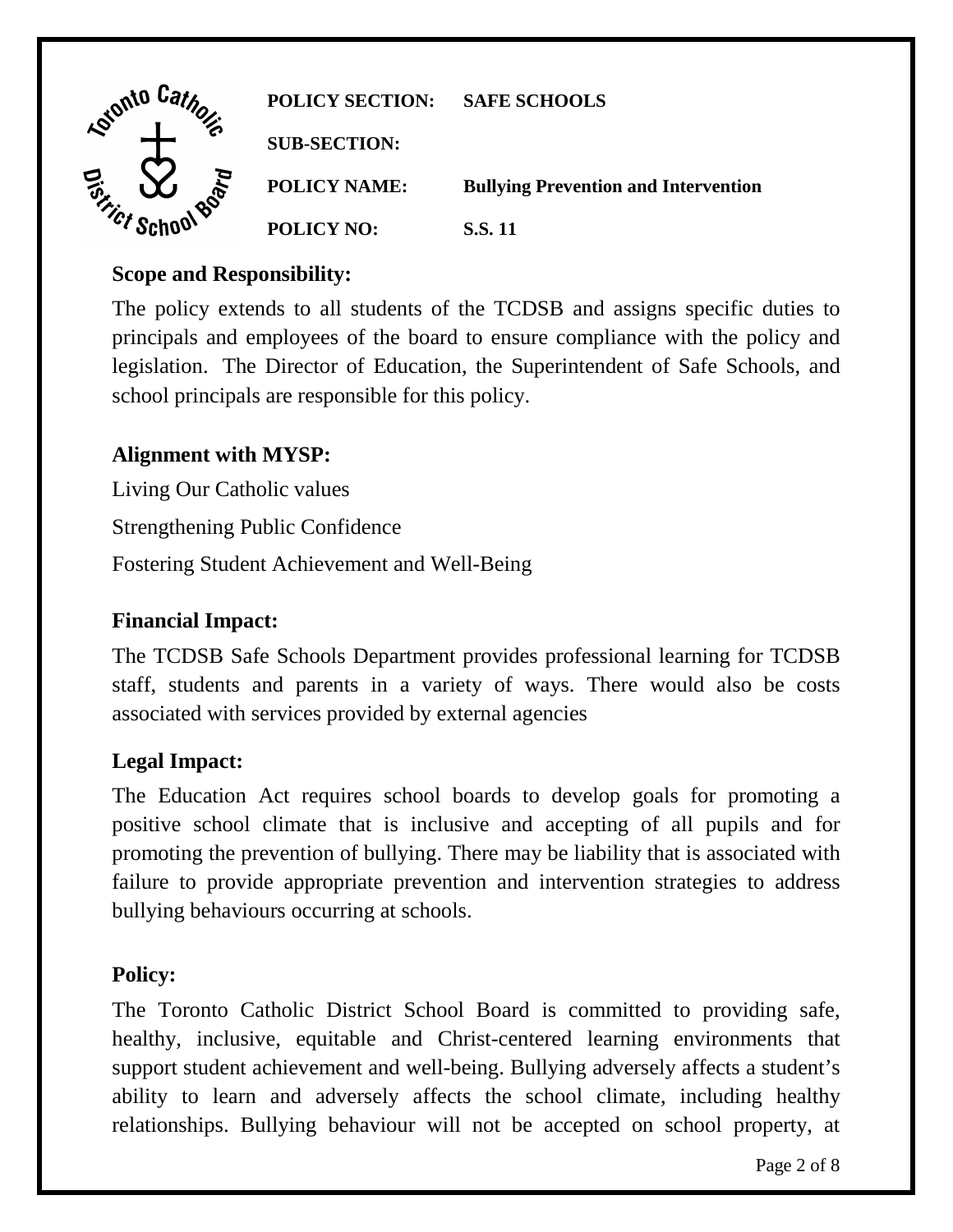| | |
|---|---|
| **POLICY SECTION:** | **SAFE SCHOOLS** |
| **SUB-SECTION:** | |
| **POLICY NAME:** | **Bullying Prevention and Intervention** |
| **POLICY NO:** | **S.S. 11** |

## Scope and Responsibility:

The policy extends to all students of the TCDSB and assigns specific duties to principals and employees of the board to ensure compliance with the policy and legislation. The Director of Education, the Superintendent of Safe Schools, and school principals are responsible for this policy.

## Alignment with MYSP:

Living Our Catholic values

Strengthening Public Confidence

Fostering Student Achievement and Well-Being

## Financial Impact:

The TCDSB Safe Schools Department provides professional learning for TCDSB staff, students and parents in a variety of ways. There would also be costs associated with services provided by external agencies

## Legal Impact:

The Education Act requires school boards to develop goals for promoting a positive school climate that is inclusive and accepting of all pupils and for promoting the prevention of bullying. There may be liability that is associated with failure to provide appropriate prevention and intervention strategies to address bullying behaviours occurring at schools.

## Policy:

The Toronto Catholic District School Board is committed to providing safe, healthy, inclusive, equitable and Christ-centered learning environments that support student achievement and well-being. Bullying adversely affects a student's ability to learn and adversely affects the school climate, including healthy relationships. Bullying behaviour will not be accepted on school property, at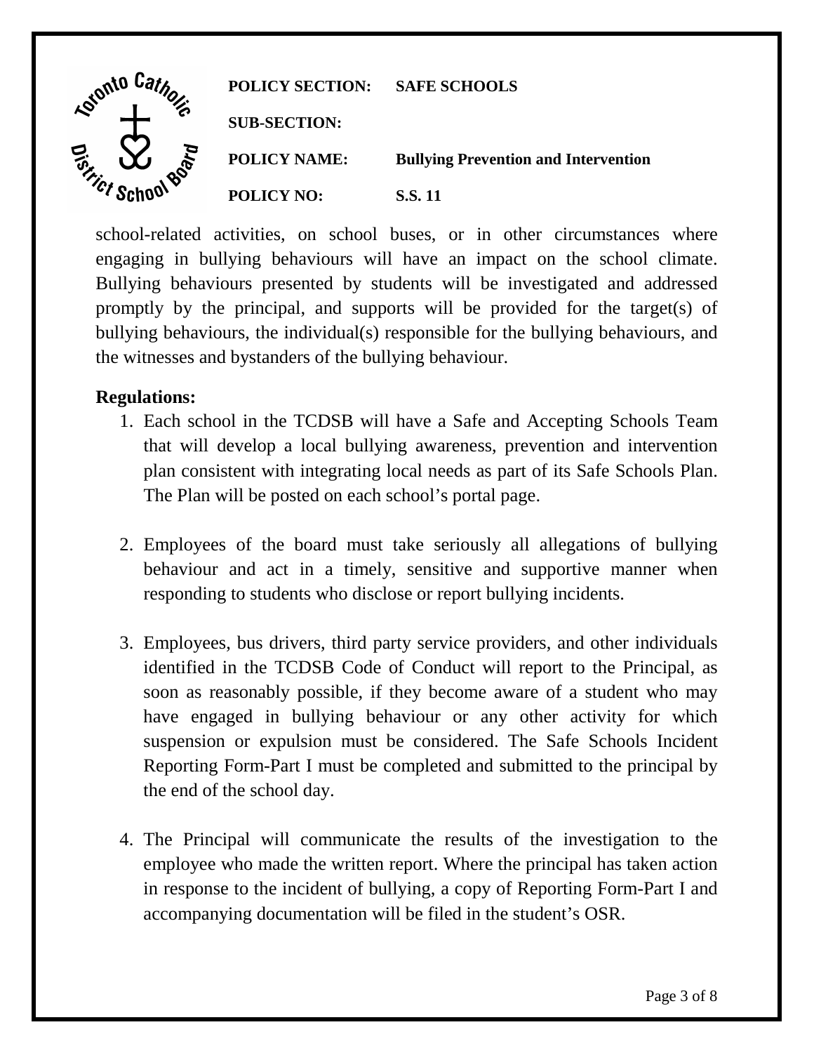school-related activities, on school buses, or in other circumstances where engaging in bullying behaviours will have an impact on the school climate. Bullying behaviours presented by students will be investigated and addressed promptly by the principal, and supports will be provided for the target(s) of bullying behaviours, the individual(s) responsible for the bullying behaviours, and the witnesses and bystanders of the bullying behaviour.

**Regulations:**

1. Each school in the TCDSB will have a Safe and Accepting Schools Team that will develop a local bullying awareness, prevention and intervention plan consistent with integrating local needs as part of its Safe Schools Plan. The Plan will be posted on each school's portal page.

2. Employees of the board must take seriously all allegations of bullying behaviour and act in a timely, sensitive and supportive manner when responding to students who disclose or report bullying incidents.

3. Employees, bus drivers, third party service providers, and other individuals identified in the TCDSB Code of Conduct will report to the Principal, as soon as reasonably possible, if they become aware of a student who may have engaged in bullying behaviour or any other activity for which suspension or expulsion must be considered. The Safe Schools Incident Reporting Form-Part I must be completed and submitted to the principal by the end of the school day.

4. The Principal will communicate the results of the investigation to the employee who made the written report. Where the principal has taken action in response to the incident of bullying, a copy of Reporting Form-Part I and accompanying documentation will be filed in the student's OSR.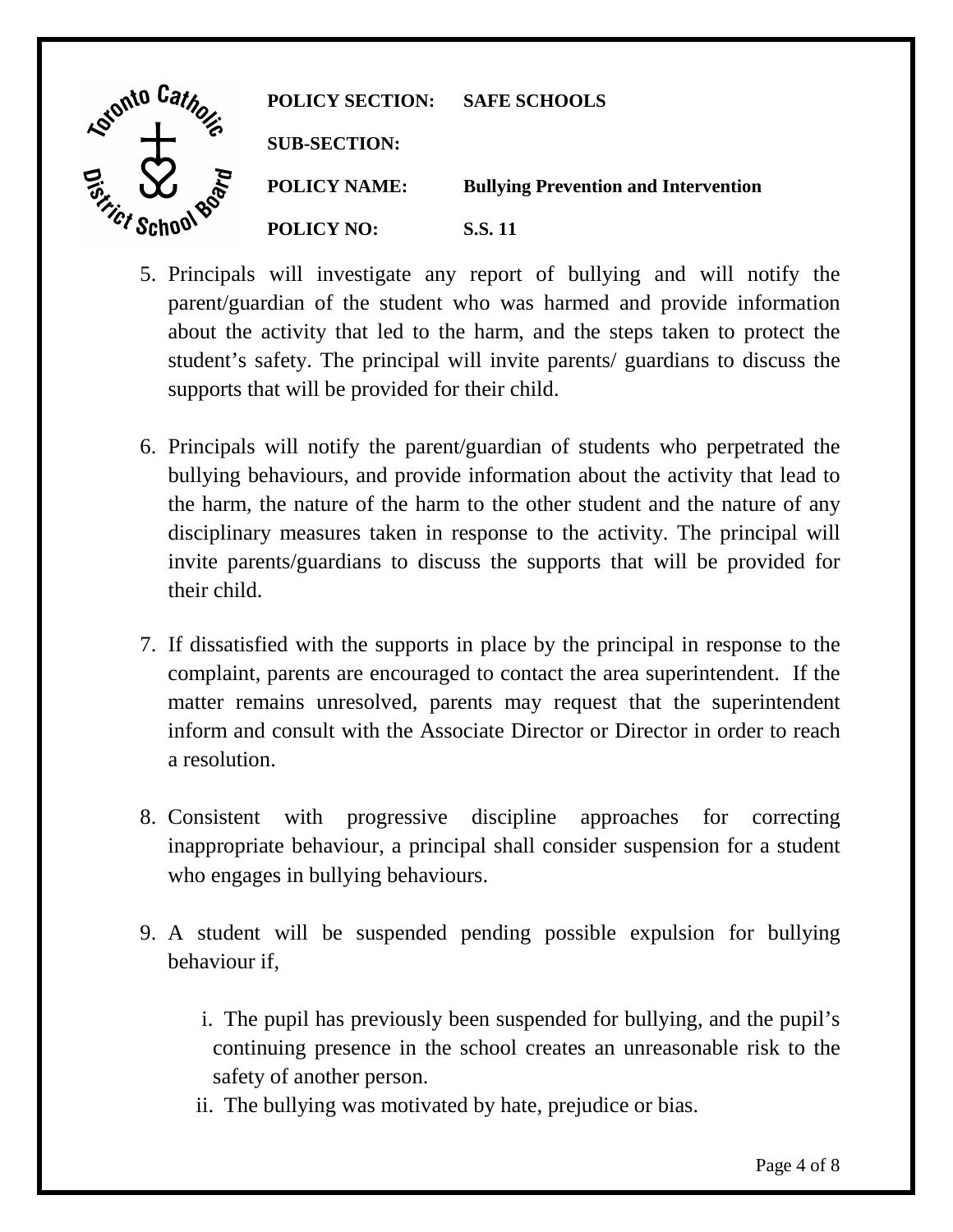5. Principals will investigate any report of bullying and will notify the parent/guardian of the student who was harmed and provide information about the activity that led to the harm, and the steps taken to protect the student's safety. The principal will invite parents/ guardians to discuss the supports that will be provided for their child.

6. Principals will notify the parent/guardian of students who perpetrated the bullying behaviours, and provide information about the activity that lead to the harm, the nature of the harm to the other student and the nature of any disciplinary measures taken in response to the activity. The principal will invite parents/guardians to discuss the supports that will be provided for their child.

7. If dissatisfied with the supports in place by the principal in response to the complaint, parents are encouraged to contact the area superintendent. If the matter remains unresolved, parents may request that the superintendent inform and consult with the Associate Director or Director in order to reach a resolution.

8. Consistent with progressive discipline approaches for correcting inappropriate behaviour, a principal shall consider suspension for a student who engages in bullying behaviours.

9. A student will be suspended pending possible expulsion for bullying behaviour if,

   i. The pupil has previously been suspended for bullying, and the pupil's continuing presence in the school creates an unreasonable risk to the safety of another person.

   ii. The bullying was motivated by hate, prejudice or bias.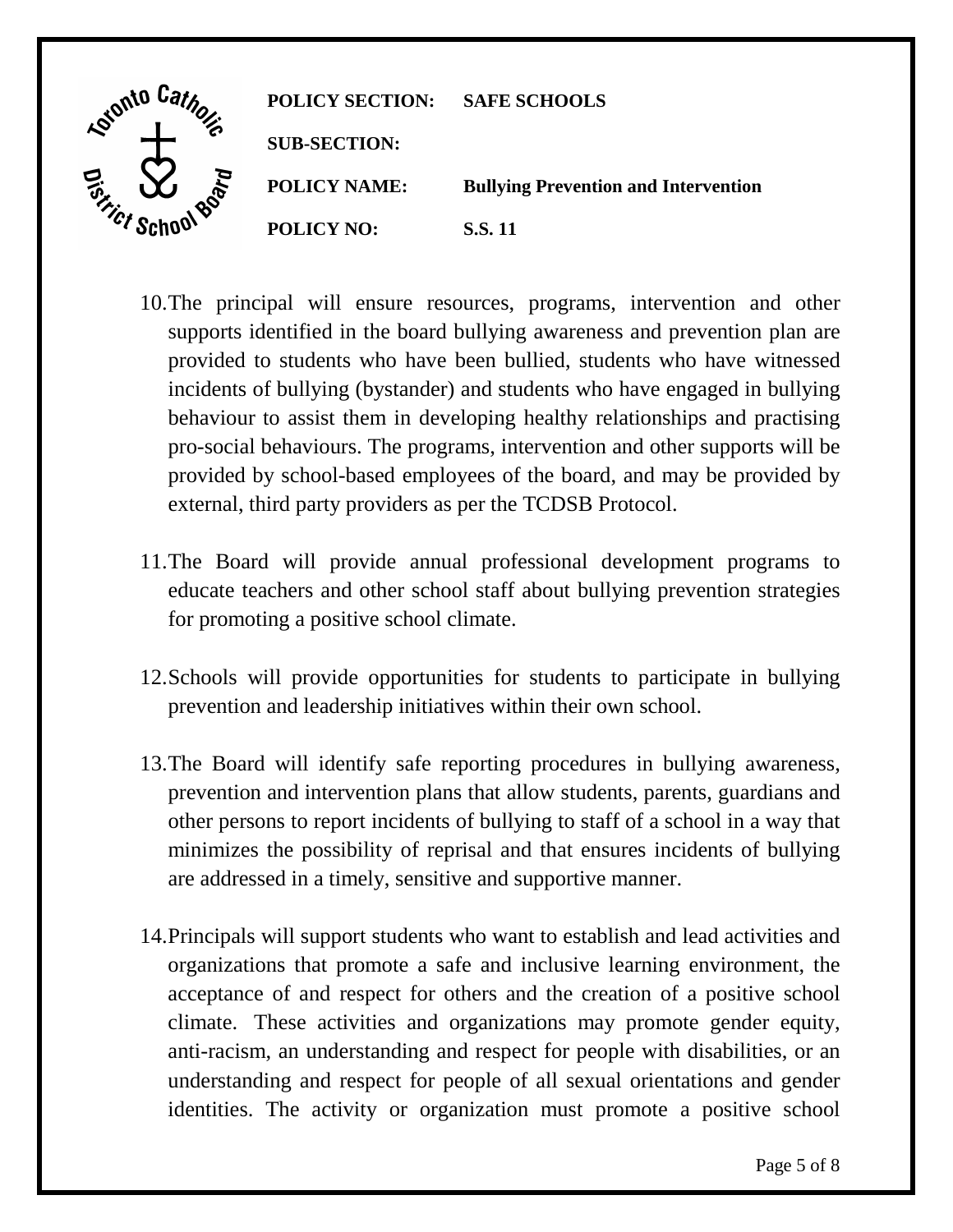10. The principal will ensure resources, programs, intervention and other supports identified in the board bullying awareness and prevention plan are provided to students who have been bullied, students who have witnessed incidents of bullying (bystander) and students who have engaged in bullying behaviour to assist them in developing healthy relationships and practising pro-social behaviours. The programs, intervention and other supports will be provided by school-based employees of the board, and may be provided by external, third party providers as per the TCDSB Protocol.

11. The Board will provide annual professional development programs to educate teachers and other school staff about bullying prevention strategies for promoting a positive school climate.

12. Schools will provide opportunities for students to participate in bullying prevention and leadership initiatives within their own school.

13. The Board will identify safe reporting procedures in bullying awareness, prevention and intervention plans that allow students, parents, guardians and other persons to report incidents of bullying to staff of a school in a way that minimizes the possibility of reprisal and that ensures incidents of bullying are addressed in a timely, sensitive and supportive manner.

14. Principals will support students who want to establish and lead activities and organizations that promote a safe and inclusive learning environment, the acceptance of and respect for others and the creation of a positive school climate. These activities and organizations may promote gender equity, anti-racism, an understanding and respect for people with disabilities, or an understanding and respect for people of all sexual orientations and gender identities. The activity or organization must promote a positive school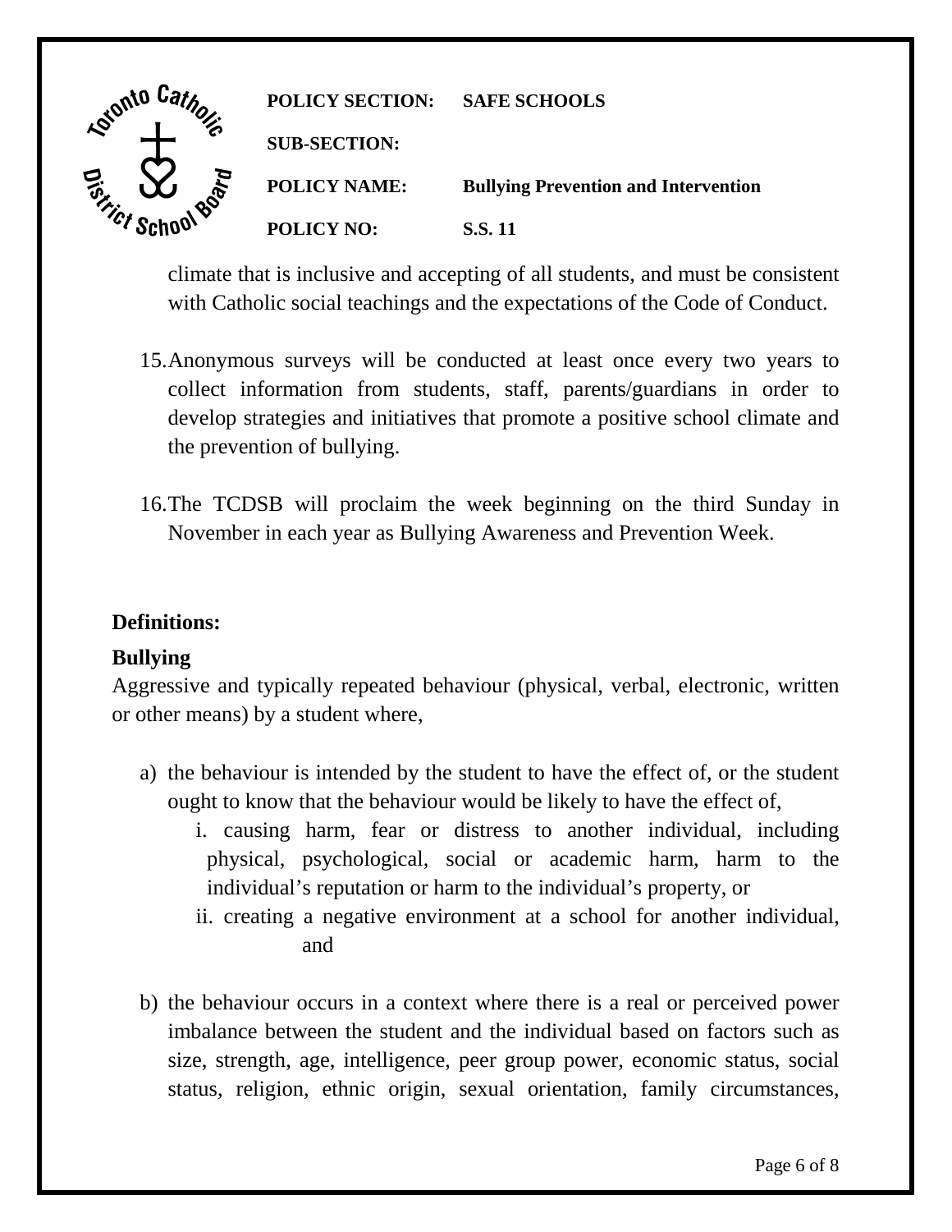climate that is inclusive and accepting of all students, and must be consistent with Catholic social teachings and the expectations of the Code of Conduct.

15. Anonymous surveys will be conducted at least once every two years to collect information from students, staff, parents/guardians in order to develop strategies and initiatives that promote a positive school climate and the prevention of bullying.

16. The TCDSB will proclaim the week beginning on the third Sunday in November in each year as Bullying Awareness and Prevention Week.

## Definitions:

### Bullying

Aggressive and typically repeated behaviour (physical, verbal, electronic, written or other means) by a student where,

a) the behaviour is intended by the student to have the effect of, or the student ought to know that the behaviour would be likely to have the effect of,
   i. causing harm, fear or distress to another individual, including physical, psychological, social or academic harm, harm to the individual's reputation or harm to the individual's property, or
   ii. creating a negative environment at a school for another individual, and

b) the behaviour occurs in a context where there is a real or perceived power imbalance between the student and the individual based on factors such as size, strength, age, intelligence, peer group power, economic status, social status, religion, ethnic origin, sexual orientation, family circumstances,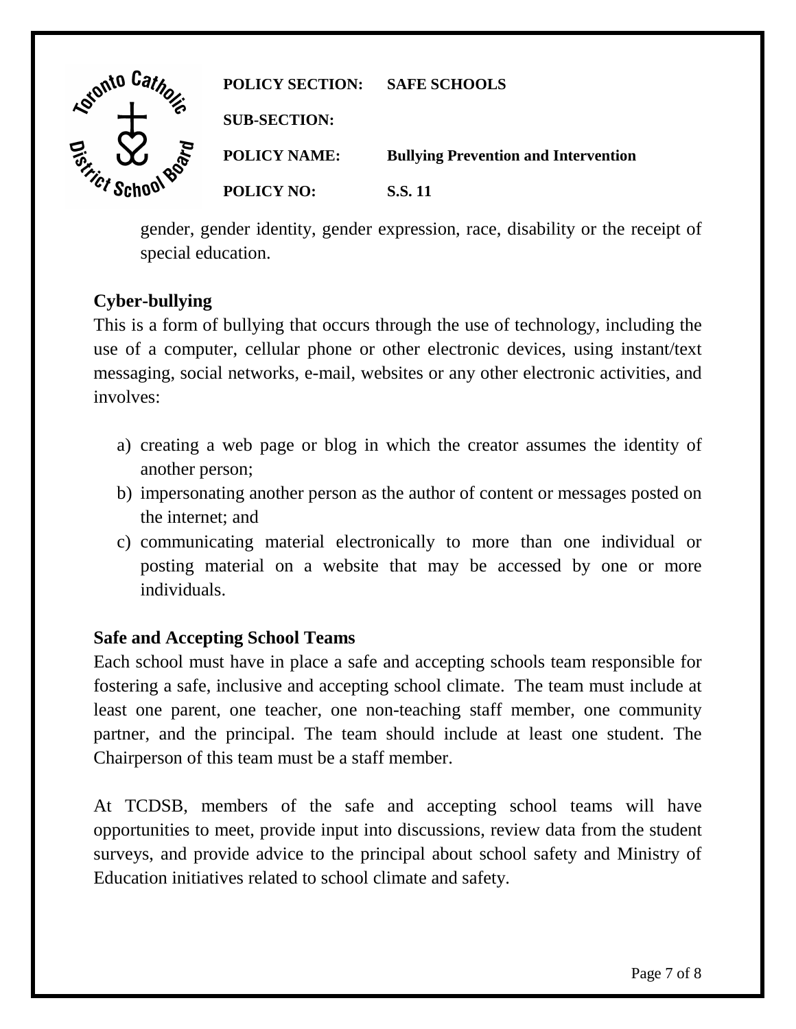gender, gender identity, gender expression, race, disability or the receipt of special education.

**Cyber-bullying**

This is a form of bullying that occurs through the use of technology, including the use of a computer, cellular phone or other electronic devices, using instant/text messaging, social networks, e-mail, websites or any other electronic activities, and involves:

a) creating a web page or blog in which the creator assumes the identity of another person;
b) impersonating another person as the author of content or messages posted on the internet; and
c) communicating material electronically to more than one individual or posting material on a website that may be accessed by one or more individuals.

**Safe and Accepting School Teams**

Each school must have in place a safe and accepting schools team responsible for fostering a safe, inclusive and accepting school climate. The team must include at least one parent, one teacher, one non-teaching staff member, one community partner, and the principal. The team should include at least one student. The Chairperson of this team must be a staff member.

At TCDSB, members of the safe and accepting school teams will have opportunities to meet, provide input into discussions, review data from the student surveys, and provide advice to the principal about school safety and Ministry of Education initiatives related to school climate and safety.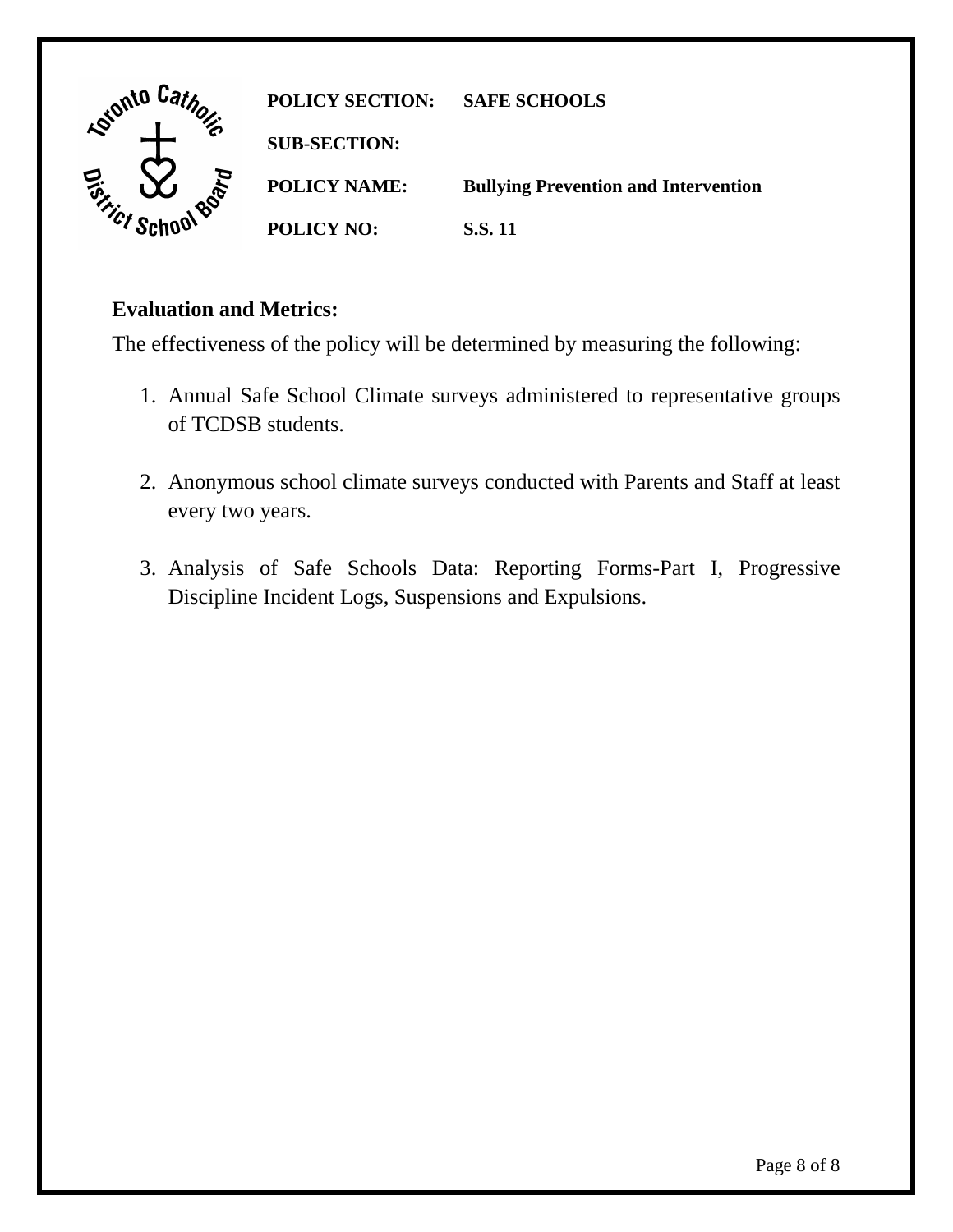| | |
|---|---|
| **POLICY SECTION:** | **SAFE SCHOOLS** |
| **SUB-SECTION:** | |
| **POLICY NAME:** | **Bullying Prevention and Intervention** |
| **POLICY NO:** | **S.S. 11** |

**Evaluation and Metrics:**

The effectiveness of the policy will be determined by measuring the following:

1. Annual Safe School Climate surveys administered to representative groups of TCDSB students.

2. Anonymous school climate surveys conducted with Parents and Staff at least every two years.

3. Analysis of Safe Schools Data: Reporting Forms-Part I, Progressive Discipline Incident Logs, Suspensions and Expulsions.